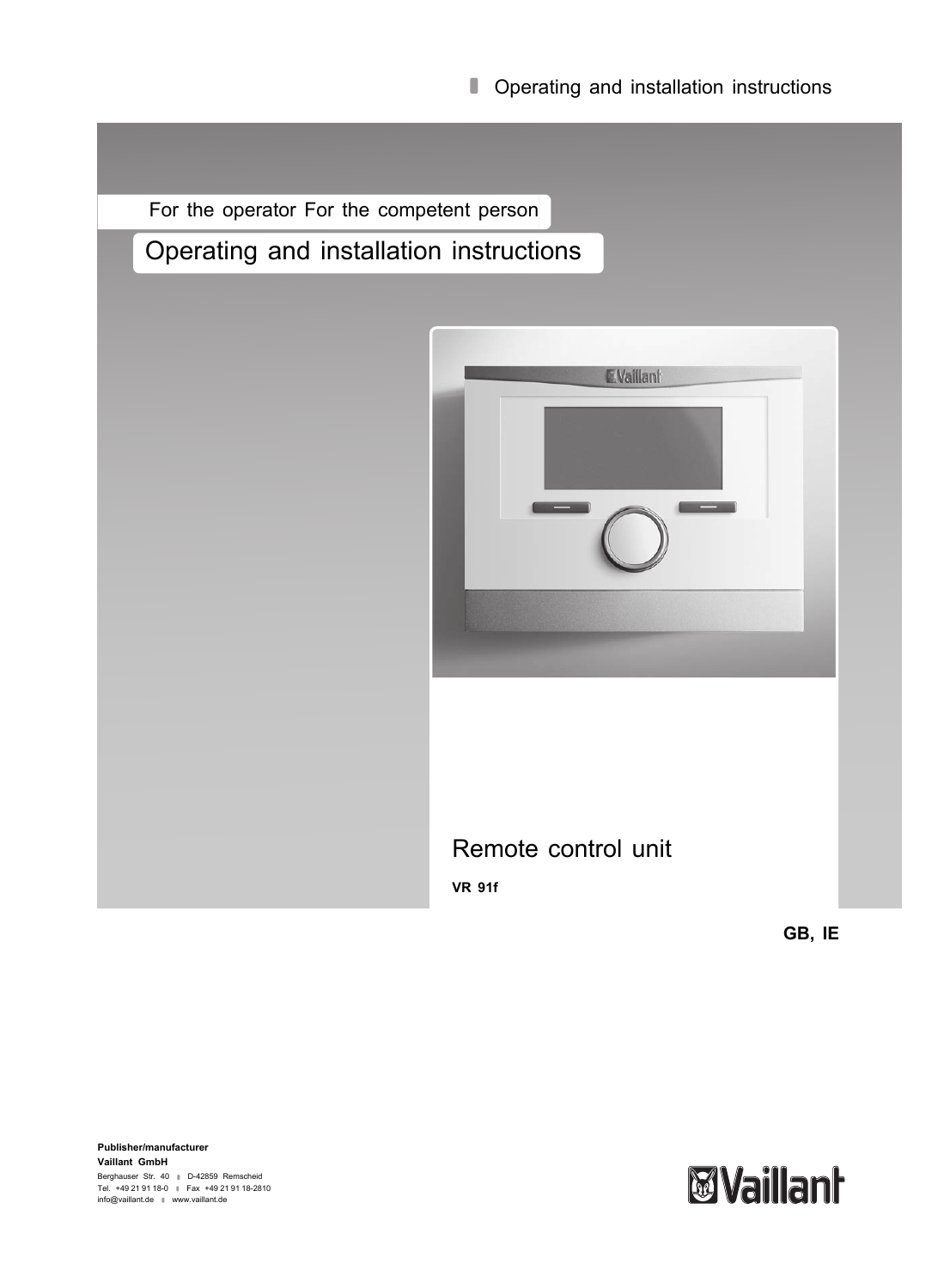Operating and installation instructions

For the operator For the competent person

# Operating and installation instructions

## Remote control unit

**VR 91f**

**GB, IE**

**Publisher/manufacturer**
**Vaillant GmbH**
Berghauser Str. 40 | D-42859 Remscheid
Tel. +49 21 91 18-0 | Fax +49 21 91 18-2810
info@vaillant.de | www.vaillant.de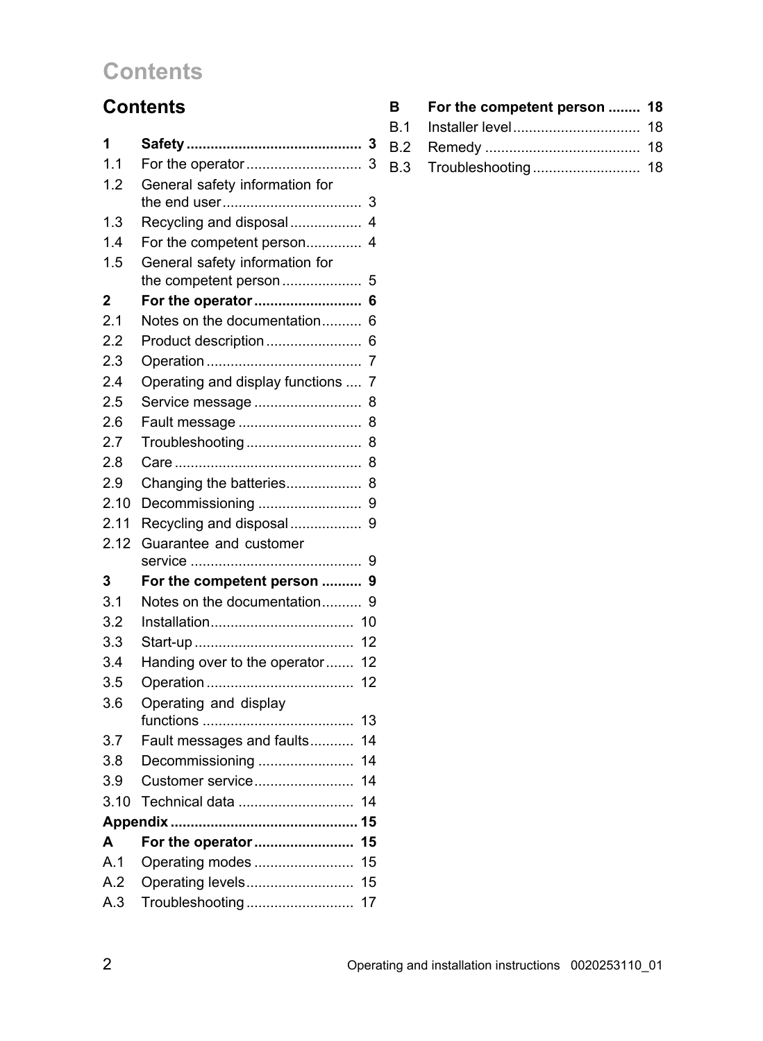# Contents

| | | |
|---|---|---|
| **1** | **Safety** | **3** |
| 1.1 | For the operator | 3 |
| 1.2 | General safety information for the end user | 3 |
| 1.3 | Recycling and disposal | 4 |
| 1.4 | For the competent person | 4 |
| 1.5 | General safety information for the competent person | 5 |
| **2** | **For the operator** | **6** |
| 2.1 | Notes on the documentation | 6 |
| 2.2 | Product description | 6 |
| 2.3 | Operation | 7 |
| 2.4 | Operating and display functions | 7 |
| 2.5 | Service message | 8 |
| 2.6 | Fault message | 8 |
| 2.7 | Troubleshooting | 8 |
| 2.8 | Care | 8 |
| 2.9 | Changing the batteries | 8 |
| 2.10 | Decommissioning | 9 |
| 2.11 | Recycling and disposal | 9 |
| 2.12 | Guarantee and customer service | 9 |
| **3** | **For the competent person** | **9** |
| 3.1 | Notes on the documentation | 9 |
| 3.2 | Installation | 10 |
| 3.3 | Start-up | 12 |
| 3.4 | Handing over to the operator | 12 |
| 3.5 | Operation | 12 |
| 3.6 | Operating and display functions | 13 |
| 3.7 | Fault messages and faults | 14 |
| 3.8 | Decommissioning | 14 |
| 3.9 | Customer service | 14 |
| 3.10 | Technical data | 14 |
| **Appendix** | | **15** |
| **A** | **For the operator** | **15** |
| A.1 | Operating modes | 15 |
| A.2 | Operating levels | 15 |
| A.3 | Troubleshooting | 17 |
| **B** | **For the competent person** | **18** |
| B.1 | Installer level | 18 |
| B.2 | Remedy | 18 |
| B.3 | Troubleshooting | 18 |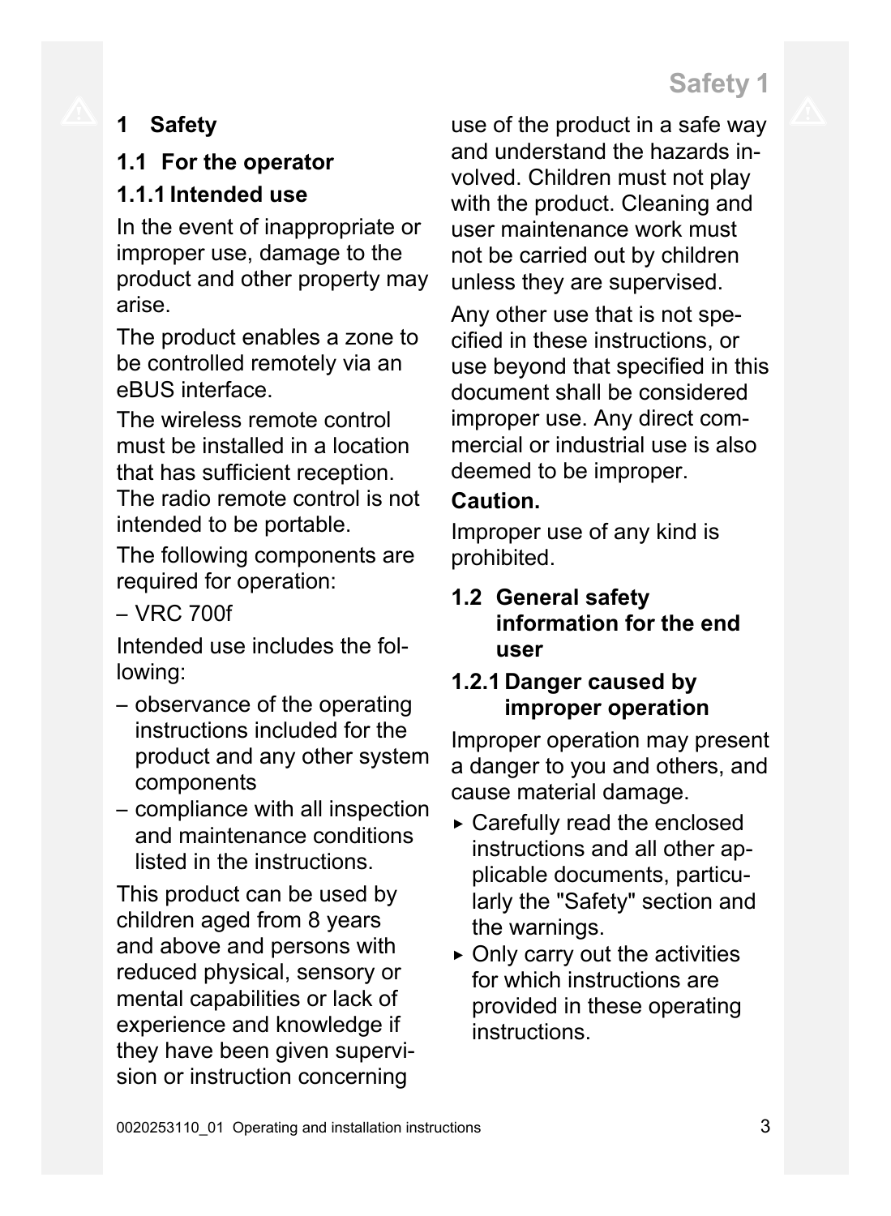# 1 Safety

## 1.1 For the operator

### 1.1.1 Intended use

In the event of inappropriate or improper use, damage to the product and other property may arise.

The product enables a zone to be controlled remotely via an eBUS interface.

The wireless remote control must be installed in a location that has sufficient reception. The radio remote control is not intended to be portable.

The following components are required for operation:

– VRC 700f

Intended use includes the following:

– observance of the operating instructions included for the product and any other system components
– compliance with all inspection and maintenance conditions listed in the instructions.

This product can be used by children aged from 8 years and above and persons with reduced physical, sensory or mental capabilities or lack of experience and knowledge if they have been given supervision or instruction concerning use of the product in a safe way and understand the hazards involved. Children must not play with the product. Cleaning and user maintenance work must not be carried out by children unless they are supervised.

Any other use that is not specified in these instructions, or use beyond that specified in this document shall be considered improper use. Any direct commercial or industrial use is also deemed to be improper.

**Caution.**

Improper use of any kind is prohibited.

## 1.2 General safety information for the end user

### 1.2.1 Danger caused by improper operation

Improper operation may present a danger to you and others, and cause material damage.

- ▸ Carefully read the enclosed instructions and all other applicable documents, particularly the "Safety" section and the warnings.
- ▸ Only carry out the activities for which instructions are provided in these operating instructions.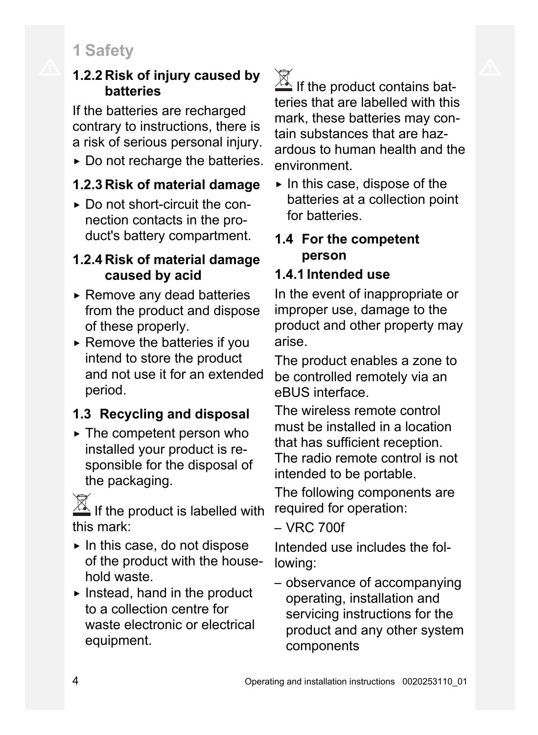# 1 Safety

### 1.2.2 Risk of injury caused by batteries

If the batteries are recharged contrary to instructions, there is a risk of serious personal injury.

- ▸ Do not recharge the batteries.

### 1.2.3 Risk of material damage

- ▸ Do not short-circuit the connection contacts in the product's battery compartment.

### 1.2.4 Risk of material damage caused by acid

- ▸ Remove any dead batteries from the product and dispose of these properly.
- ▸ Remove the batteries if you intend to store the product and not use it for an extended period.

## 1.3 Recycling and disposal

- ▸ The competent person who installed your product is responsible for the disposal of the packaging.

If the product is labelled with this mark:

- ▸ In this case, do not dispose of the product with the household waste.
- ▸ Instead, hand in the product to a collection centre for waste electronic or electrical equipment.

If the product contains batteries that are labelled with this mark, these batteries may contain substances that are hazardous to human health and the environment.

- ▸ In this case, dispose of the batteries at a collection point for batteries.

## 1.4 For the competent person

### 1.4.1 Intended use

In the event of inappropriate or improper use, damage to the product and other property may arise.

The product enables a zone to be controlled remotely via an eBUS interface.

The wireless remote control must be installed in a location that has sufficient reception. The radio remote control is not intended to be portable.

The following components are required for operation:

- VRC 700f

Intended use includes the following:

- observance of accompanying operating, installation and servicing instructions for the product and any other system components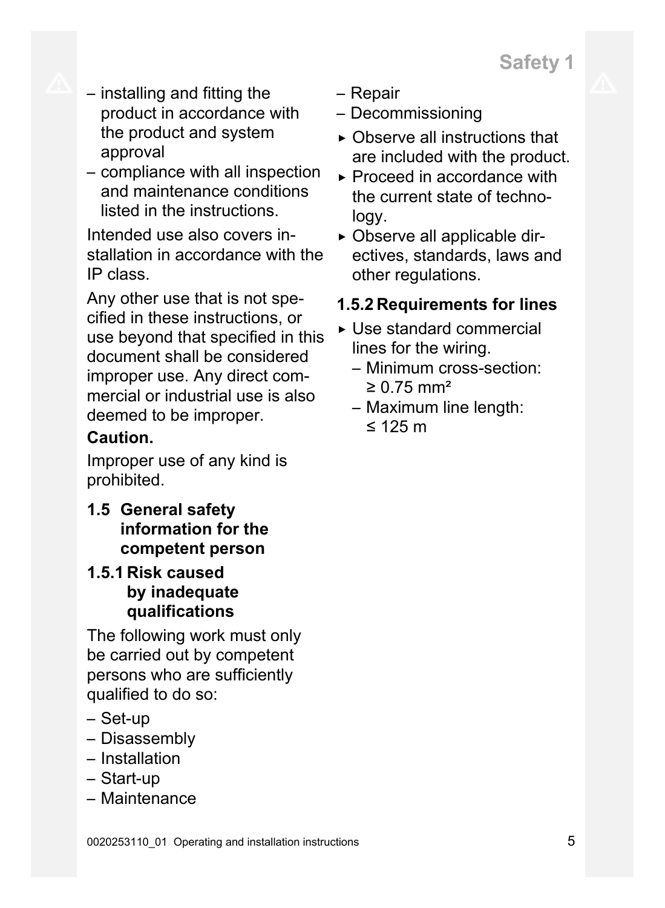- installing and fitting the product in accordance with the product and system approval
- compliance with all inspection and maintenance conditions listed in the instructions.

Intended use also covers installation in accordance with the IP class.

Any other use that is not specified in these instructions, or use beyond that specified in this document shall be considered improper use. Any direct commercial or industrial use is also deemed to be improper.

**Caution.**

Improper use of any kind is prohibited.

## 1.5 General safety information for the competent person

### 1.5.1 Risk caused by inadequate qualifications

The following work must only be carried out by competent persons who are sufficiently qualified to do so:

- Set-up
- Disassembly
- Installation
- Start-up
- Maintenance
- Repair
- Decommissioning

▸ Observe all instructions that are included with the product.

▸ Proceed in accordance with the current state of technology.

▸ Observe all applicable directives, standards, laws and other regulations.

### 1.5.2 Requirements for lines

▸ Use standard commercial lines for the wiring.
  - Minimum cross-section: ≥ 0.75 mm²
  - Maximum line length: ≤ 125 m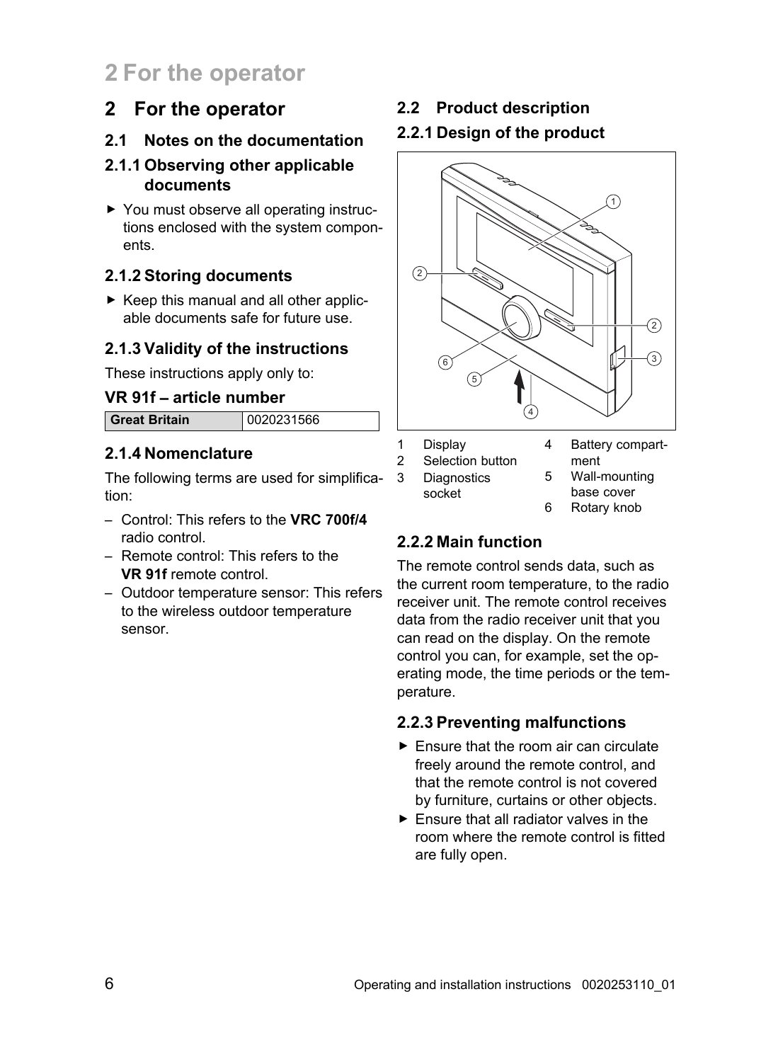# 2 For the operator

## 2.1 Notes on the documentation

### 2.1.1 Observing other applicable documents

- ▶ You must observe all operating instructions enclosed with the system components.

### 2.1.2 Storing documents

- ▶ Keep this manual and all other applicable documents safe for future use.

### 2.1.3 Validity of the instructions

These instructions apply only to:

**VR 91f – article number**

| Great Britain | 0020231566 |
|---|---|

### 2.1.4 Nomenclature

The following terms are used for simplification:

- Control: This refers to the **VRC 700f/4** radio control.
- Remote control: This refers to the **VR 91f** remote control.
- Outdoor temperature sensor: This refers to the wireless outdoor temperature sensor.

## 2.2 Product description

### 2.2.1 Design of the product

1 Display
2 Selection button
3 Diagnostics socket
4 Battery compartment
5 Wall-mounting base cover
6 Rotary knob

### 2.2.2 Main function

The remote control sends data, such as the current room temperature, to the radio receiver unit. The remote control receives data from the radio receiver unit that you can read on the display. On the remote control you can, for example, set the operating mode, the time periods or the temperature.

### 2.2.3 Preventing malfunctions

- ▶ Ensure that the room air can circulate freely around the remote control, and that the remote control is not covered by furniture, curtains or other objects.
- ▶ Ensure that all radiator valves in the room where the remote control is fitted are fully open.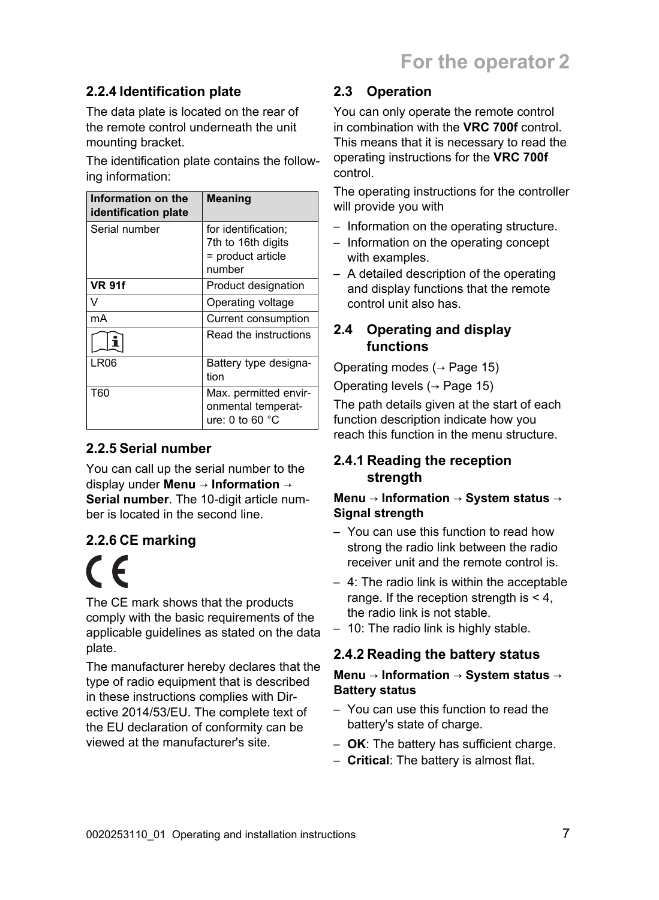### 2.2.4 Identification plate

The data plate is located on the rear of the remote control underneath the unit mounting bracket.

The identification plate contains the following information:

| Information on the identification plate | Meaning |
|---|---|
| Serial number | for identification; 7th to 16th digits = product article number |
| **VR 91f** | Product designation |
| V | Operating voltage |
| mA | Current consumption |
| (i) | Read the instructions |
| LR06 | Battery type designation |
| T60 | Max. permitted environmental temperature: 0 to 60 °C |

### 2.2.5 Serial number

You can call up the serial number to the display under **Menu** → **Information** → **Serial number**. The 10-digit article number is located in the second line.

### 2.2.6 CE marking

CE

The CE mark shows that the products comply with the basic requirements of the applicable guidelines as stated on the data plate.

The manufacturer hereby declares that the type of radio equipment that is described in these instructions complies with Directive 2014/53/EU. The complete text of the EU declaration of conformity can be viewed at the manufacturer's site.

## 2.3 Operation

You can only operate the remote control in combination with the **VRC 700f** control. This means that it is necessary to read the operating instructions for the **VRC 700f** control.

The operating instructions for the controller will provide you with

– Information on the operating structure.
– Information on the operating concept with examples.
– A detailed description of the operating and display functions that the remote control unit also has.

## 2.4 Operating and display functions

Operating modes (→ Page 15)

Operating levels (→ Page 15)

The path details given at the start of each function description indicate how you reach this function in the menu structure.

### 2.4.1 Reading the reception strength

**Menu → Information → System status → Signal strength**

– You can use this function to read how strong the radio link between the radio receiver unit and the remote control is.
– 4: The radio link is within the acceptable range. If the reception strength is < 4, the radio link is not stable.
– 10: The radio link is highly stable.

### 2.4.2 Reading the battery status

**Menu → Information → System status → Battery status**

– You can use this function to read the battery's state of charge.
– **OK**: The battery has sufficient charge.
– **Critical**: The battery is almost flat.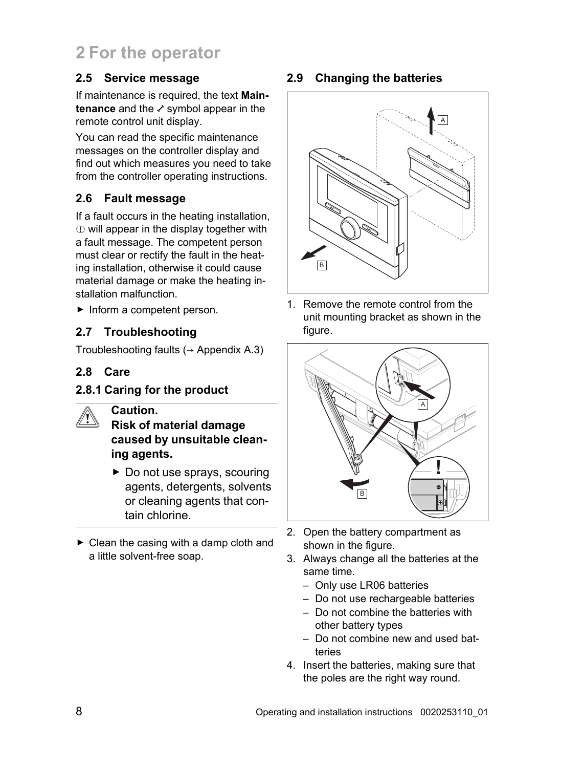# 2 For the operator

## 2.5 Service message

If maintenance is required, the text **Maintenance** and the ⁄ symbol appear in the remote control unit display.

You can read the specific maintenance messages on the controller display and find out which measures you need to take from the controller operating instructions.

## 2.6 Fault message

If a fault occurs in the heating installation, ⓘ will appear in the display together with a fault message. The competent person must clear or rectify the fault in the heating installation, otherwise it could cause material damage or make the heating installation malfunction.

- ▶ Inform a competent person.

## 2.7 Troubleshooting

Troubleshooting faults (→ Appendix A.3)

## 2.8 Care

### 2.8.1 Caring for the product

> **Caution.**
> **Risk of material damage caused by unsuitable cleaning agents.**
>
> - ▶ Do not use sprays, scouring agents, detergents, solvents or cleaning agents that contain chlorine.

- ▶ Clean the casing with a damp cloth and a little solvent-free soap.

## 2.9 Changing the batteries

1. Remove the remote control from the unit mounting bracket as shown in the figure.
2. Open the battery compartment as shown in the figure.
3. Always change all the batteries at the same time.
   - Only use LR06 batteries
   - Do not use rechargeable batteries
   - Do not combine the batteries with other battery types
   - Do not combine new and used batteries
4. Insert the batteries, making sure that the poles are the right way round.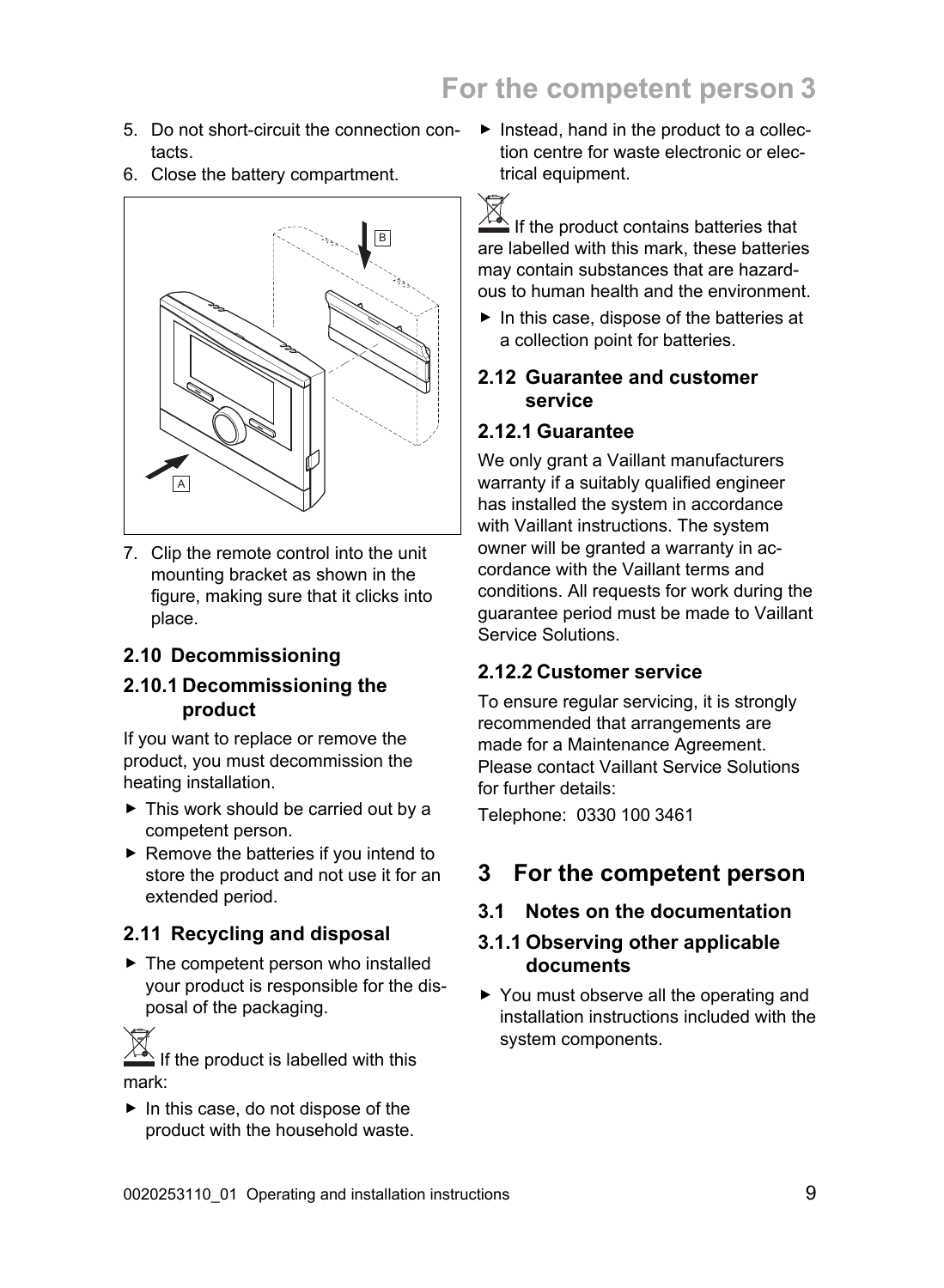5. Do not short-circuit the connection contacts.
6. Close the battery compartment.

7. Clip the remote control into the unit mounting bracket as shown in the figure, making sure that it clicks into place.

### 2.10 Decommissioning

#### 2.10.1 Decommissioning the product

If you want to replace or remove the product, you must decommission the heating installation.

- ▶ This work should be carried out by a competent person.
- ▶ Remove the batteries if you intend to store the product and not use it for an extended period.

### 2.11 Recycling and disposal

- ▶ The competent person who installed your product is responsible for the disposal of the packaging.

If the product is labelled with this mark:

- ▶ In this case, do not dispose of the product with the household waste.
- ▶ Instead, hand in the product to a collection centre for waste electronic or electrical equipment.

If the product contains batteries that are labelled with this mark, these batteries may contain substances that are hazardous to human health and the environment.

- ▶ In this case, dispose of the batteries at a collection point for batteries.

### 2.12 Guarantee and customer service

#### 2.12.1 Guarantee

We only grant a Vaillant manufacturers warranty if a suitably qualified engineer has installed the system in accordance with Vaillant instructions. The system owner will be granted a warranty in accordance with the Vaillant terms and conditions. All requests for work during the guarantee period must be made to Vaillant Service Solutions.

#### 2.12.2 Customer service

To ensure regular servicing, it is strongly recommended that arrangements are made for a Maintenance Agreement. Please contact Vaillant Service Solutions for further details:

Telephone: 0330 100 3461

## 3 For the competent person

### 3.1 Notes on the documentation

#### 3.1.1 Observing other applicable documents

- ▶ You must observe all the operating and installation instructions included with the system components.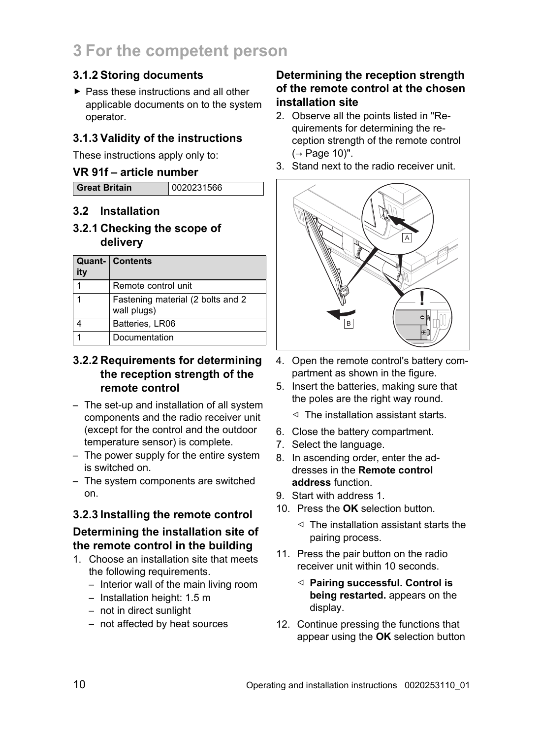# 3 For the competent person

### 3.1.2 Storing documents

- Pass these instructions and all other applicable documents on to the system operator.

### 3.1.3 Validity of the instructions

These instructions apply only to:

**VR 91f – article number**

| Great Britain | 0020231566 |
|---|---|

## 3.2 Installation

### 3.2.1 Checking the scope of delivery

| Quantity | Contents |
|---|---|
| 1 | Remote control unit |
| 1 | Fastening material (2 bolts and 2 wall plugs) |
| 4 | Batteries, LR06 |
| 1 | Documentation |

### 3.2.2 Requirements for determining the reception strength of the remote control

– The set-up and installation of all system components and the radio receiver unit (except for the control and the outdoor temperature sensor) is complete.
– The power supply for the entire system is switched on.
– The system components are switched on.

### 3.2.3 Installing the remote control

#### Determining the installation site of the remote control in the building

1. Choose an installation site that meets the following requirements.
   – Interior wall of the main living room
   – Installation height: 1.5 m
   – not in direct sunlight
   – not affected by heat sources

#### Determining the reception strength of the remote control at the chosen installation site

2. Observe all the points listed in "Requirements for determining the reception strength of the remote control (→ Page 10)".
3. Stand next to the radio receiver unit.
4. Open the remote control's battery compartment as shown in the figure.
5. Insert the batteries, making sure that the poles are the right way round.
   ◁ The installation assistant starts.
6. Close the battery compartment.
7. Select the language.
8. In ascending order, enter the addresses in the **Remote control address** function.
9. Start with address 1.
10. Press the **OK** selection button.
    ◁ The installation assistant starts the pairing process.
11. Press the pair button on the radio receiver unit within 10 seconds.
    ◁ **Pairing successful. Control is being restarted.** appears on the display.
12. Continue pressing the functions that appear using the **OK** selection button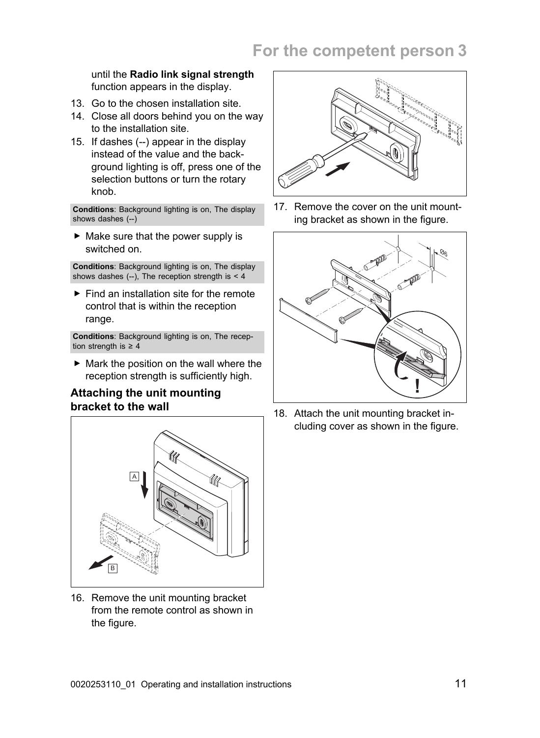until the **Radio link signal strength** function appears in the display.

13. Go to the chosen installation site.
14. Close all doors behind you on the way to the installation site.
15. If dashes (--) appear in the display instead of the value and the background lighting is off, press one of the selection buttons or turn the rotary knob.

**Conditions**: Background lighting is on, The display shows dashes (--)

- Make sure that the power supply is switched on.

**Conditions**: Background lighting is on, The display shows dashes (--), The reception strength is < 4

- Find an installation site for the remote control that is within the reception range.

**Conditions**: Background lighting is on, The reception strength is ≥ 4

- Mark the position on the wall where the reception strength is sufficiently high.

### Attaching the unit mounting bracket to the wall

16. Remove the unit mounting bracket from the remote control as shown in the figure.
17. Remove the cover on the unit mounting bracket as shown in the figure.
18. Attach the unit mounting bracket including cover as shown in the figure.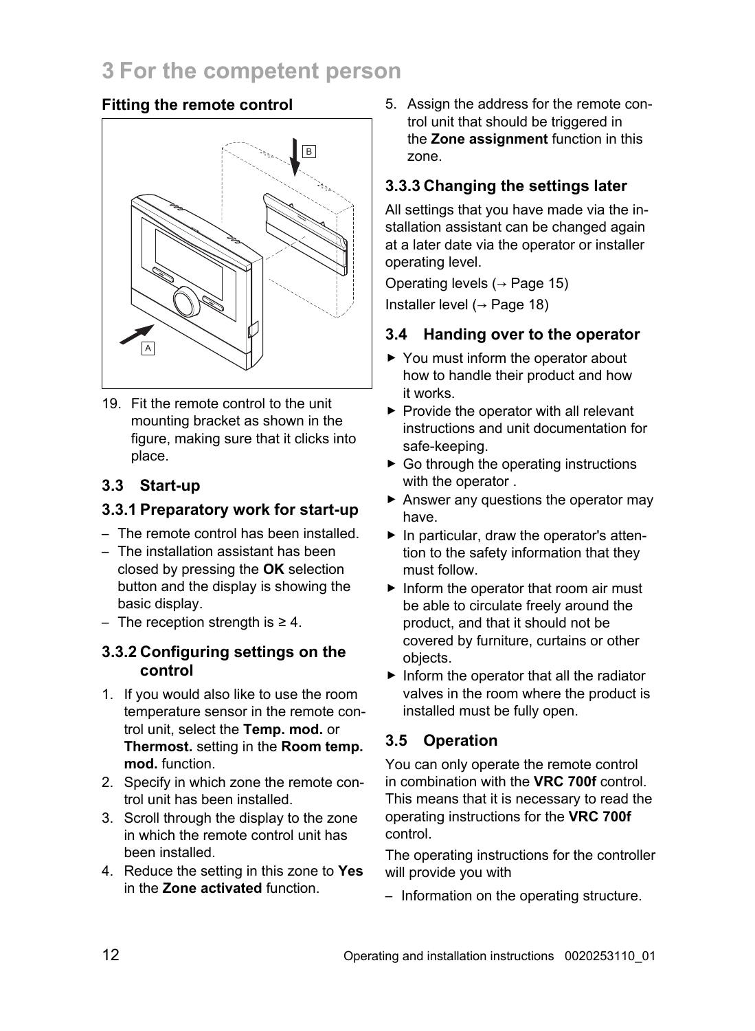# 3 For the competent person

### Fitting the remote control

19. Fit the remote control to the unit mounting bracket as shown in the figure, making sure that it clicks into place.

## 3.3 Start-up

### 3.3.1 Preparatory work for start-up

- The remote control has been installed.
- The installation assistant has been closed by pressing the **OK** selection button and the display is showing the basic display.
- The reception strength is ≥ 4.

### 3.3.2 Configuring settings on the control

1. If you would also like to use the room temperature sensor in the remote control unit, select the **Temp. mod.** or **Thermost.** setting in the **Room temp. mod.** function.
2. Specify in which zone the remote control unit has been installed.
3. Scroll through the display to the zone in which the remote control unit has been installed.
4. Reduce the setting in this zone to **Yes** in the **Zone activated** function.
5. Assign the address for the remote control unit that should be triggered in the **Zone assignment** function in this zone.

### 3.3.3 Changing the settings later

All settings that you have made via the installation assistant can be changed again at a later date via the operator or installer operating level.

Operating levels (→ Page 15)

Installer level (→ Page 18)

## 3.4 Handing over to the operator

- ▶ You must inform the operator about how to handle their product and how it works.
- ▶ Provide the operator with all relevant instructions and unit documentation for safe-keeping.
- ▶ Go through the operating instructions with the operator .
- ▶ Answer any questions the operator may have.
- ▶ In particular, draw the operator's attention to the safety information that they must follow.
- ▶ Inform the operator that room air must be able to circulate freely around the product, and that it should not be covered by furniture, curtains or other objects.
- ▶ Inform the operator that all the radiator valves in the room where the product is installed must be fully open.

## 3.5 Operation

You can only operate the remote control in combination with the **VRC 700f** control. This means that it is necessary to read the operating instructions for the **VRC 700f** control.

The operating instructions for the controller will provide you with

- Information on the operating structure.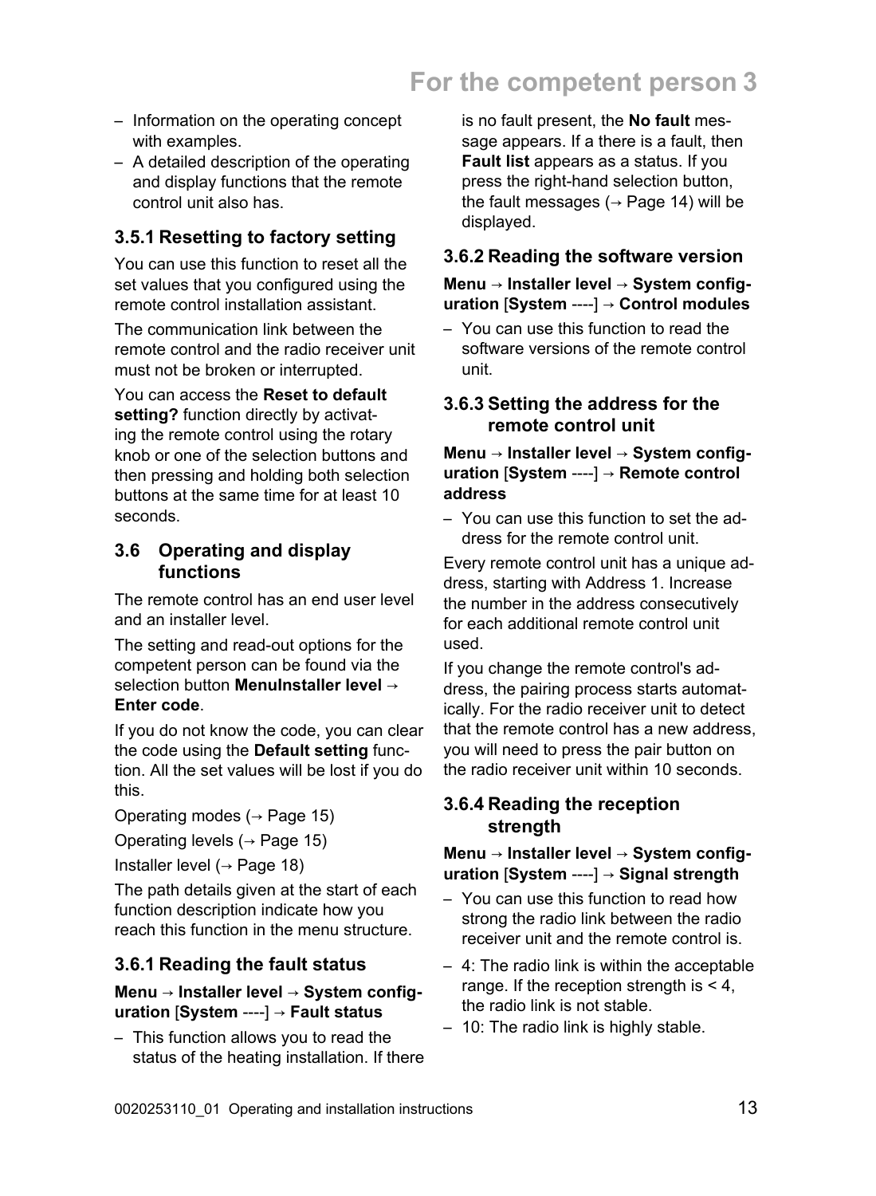- Information on the operating concept with examples.
- A detailed description of the operating and display functions that the remote control unit also has.

### 3.5.1 Resetting to factory setting

You can use this function to reset all the set values that you configured using the remote control installation assistant.

The communication link between the remote control and the radio receiver unit must not be broken or interrupted.

You can access the **Reset to default setting?** function directly by activating the remote control using the rotary knob or one of the selection buttons and then pressing and holding both selection buttons at the same time for at least 10 seconds.

## 3.6 Operating and display functions

The remote control has an end user level and an installer level.

The setting and read-out options for the competent person can be found via the selection button **MenuInstaller level → Enter code**.

If you do not know the code, you can clear the code using the **Default setting** function. All the set values will be lost if you do this.

Operating modes (→ Page 15)

Operating levels (→ Page 15)

Installer level (→ Page 18)

The path details given at the start of each function description indicate how you reach this function in the menu structure.

### 3.6.1 Reading the fault status

**Menu → Installer level → System configuration** [**System** ----] **→ Fault status**

- This function allows you to read the status of the heating installation. If there is no fault present, the **No fault** message appears. If a there is a fault, then **Fault list** appears as a status. If you press the right-hand selection button, the fault messages (→ Page 14) will be displayed.

### 3.6.2 Reading the software version

**Menu → Installer level → System configuration** [**System** ----] **→ Control modules**

- You can use this function to read the software versions of the remote control unit.

### 3.6.3 Setting the address for the remote control unit

**Menu → Installer level → System configuration** [**System** ----] **→ Remote control address**

- You can use this function to set the address for the remote control unit.

Every remote control unit has a unique address, starting with Address 1. Increase the number in the address consecutively for each additional remote control unit used.

If you change the remote control's address, the pairing process starts automatically. For the radio receiver unit to detect that the remote control has a new address, you will need to press the pair button on the radio receiver unit within 10 seconds.

### 3.6.4 Reading the reception strength

**Menu → Installer level → System configuration** [**System** ----] **→ Signal strength**

- You can use this function to read how strong the radio link between the radio receiver unit and the remote control is.
- 4: The radio link is within the acceptable range. If the reception strength is < 4, the radio link is not stable.
- 10: The radio link is highly stable.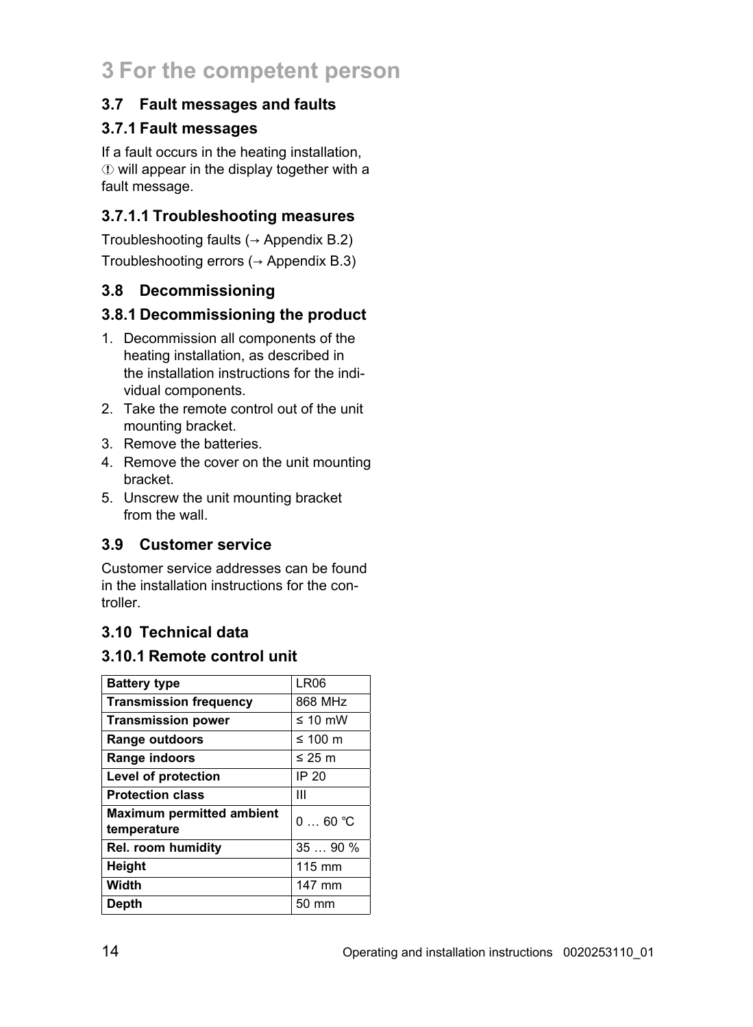# 3 For the competent person

## 3.7 Fault messages and faults

### 3.7.1 Fault messages

If a fault occurs in the heating installation, ⓘ will appear in the display together with a fault message.

#### 3.7.1.1 Troubleshooting measures

Troubleshooting faults (→ Appendix B.2)

Troubleshooting errors (→ Appendix B.3)

## 3.8 Decommissioning

### 3.8.1 Decommissioning the product

1. Decommission all components of the heating installation, as described in the installation instructions for the individual components.
2. Take the remote control out of the unit mounting bracket.
3. Remove the batteries.
4. Remove the cover on the unit mounting bracket.
5. Unscrew the unit mounting bracket from the wall.

## 3.9 Customer service

Customer service addresses can be found in the installation instructions for the controller.

## 3.10 Technical data

### 3.10.1 Remote control unit

| | |
|---|---|
| **Battery type** | LR06 |
| **Transmission frequency** | 868 MHz |
| **Transmission power** | ≤ 10 mW |
| **Range outdoors** | ≤ 100 m |
| **Range indoors** | ≤ 25 m |
| **Level of protection** | IP 20 |
| **Protection class** | III |
| **Maximum permitted ambient temperature** | 0 … 60 ℃ |
| **Rel. room humidity** | 35 … 90 % |
| **Height** | 115 mm |
| **Width** | 147 mm |
| **Depth** | 50 mm |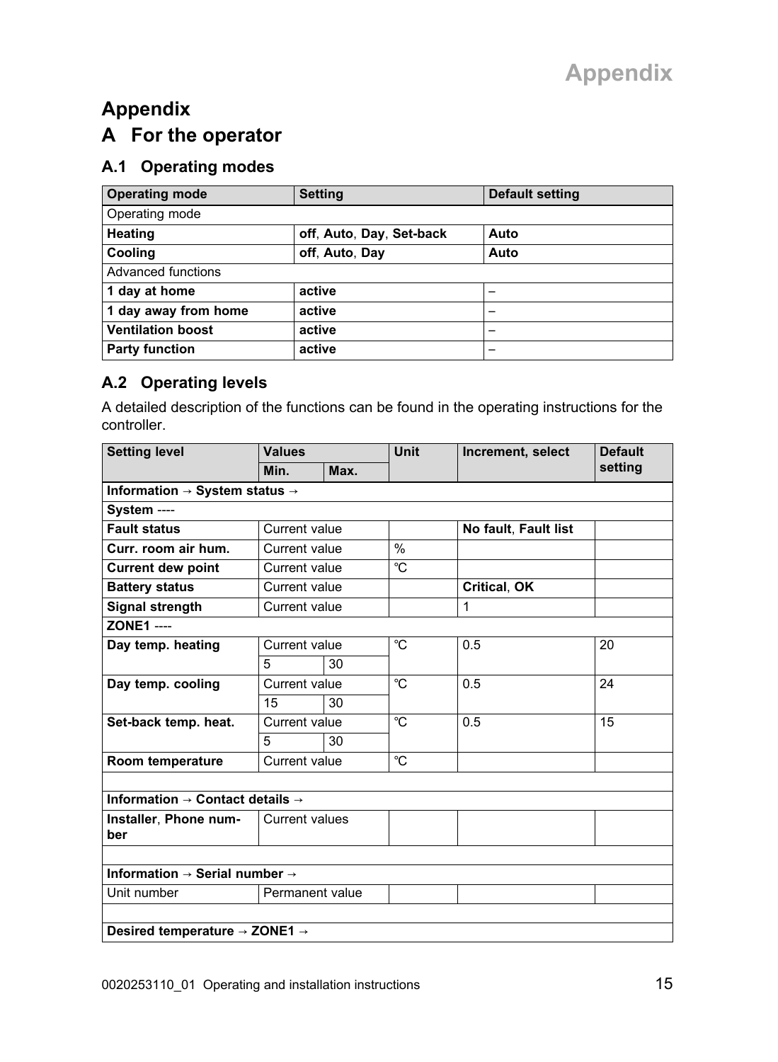# Appendix

## A For the operator

### A.1 Operating modes

| Operating mode | Setting | Default setting |
|---|---|---|
| Operating mode | | |
| **Heating** | **off**, **Auto**, **Day**, **Set-back** | **Auto** |
| **Cooling** | **off**, **Auto**, **Day** | **Auto** |
| Advanced functions | | |
| **1 day at home** | **active** | – |
| **1 day away from home** | **active** | – |
| **Ventilation boost** | **active** | – |
| **Party function** | **active** | – |

### A.2 Operating levels

A detailed description of the functions can be found in the operating instructions for the controller.

| Setting level | Values | | Unit | Increment, select | Default setting |
|---|---|---|---|---|---|
| | Min. | Max. | | | |
| **Information → System status →** | | | | | |
| **System ----** | | | | | |
| **Fault status** | Current value | | | **No fault**, **Fault list** | |
| **Curr. room air hum.** | Current value | | % | | |
| **Current dew point** | Current value | | ℃ | | |
| **Battery status** | Current value | | | **Critical**, **OK** | |
| **Signal strength** | Current value | | | 1 | |
| **ZONE1 ----** | | | | | |
| **Day temp. heating** | Current value | | ℃ | 0.5 | 20 |
| | 5 | 30 | | | |
| **Day temp. cooling** | Current value | | ℃ | 0.5 | 24 |
| | 15 | 30 | | | |
| **Set-back temp. heat.** | Current value | | ℃ | 0.5 | 15 |
| | 5 | 30 | | | |
| **Room temperature** | Current value | | ℃ | | |
| | | | | | |
| **Information → Contact details →** | | | | | |
| **Installer**, **Phone number** | Current values | | | | |
| | | | | | |
| **Information → Serial number →** | | | | | |
| Unit number | Permanent value | | | | |
| | | | | | |
| **Desired temperature → ZONE1 →** | | | | | |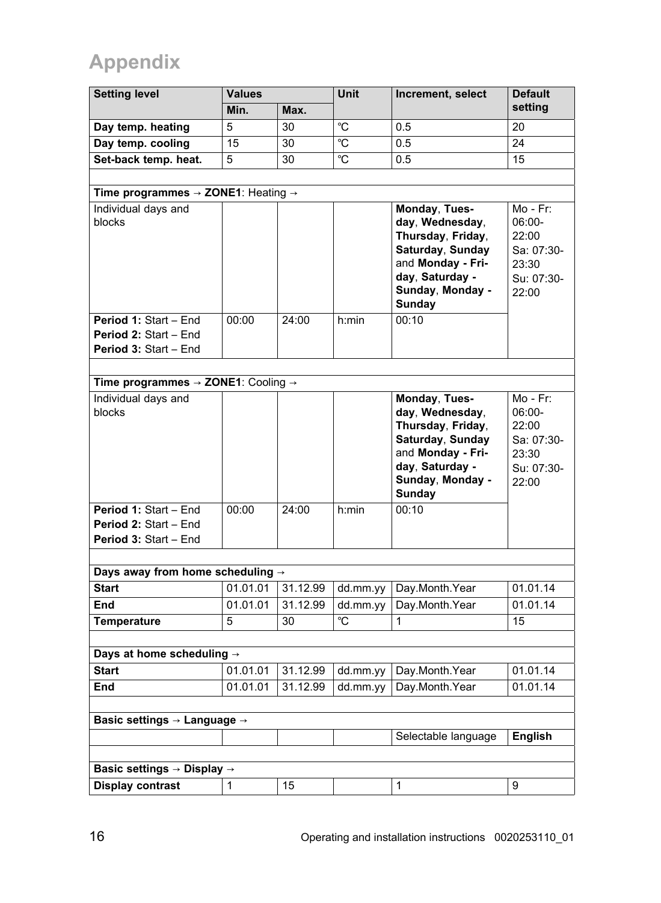# Appendix

| Setting level | Values | | Unit | Increment, select | Default setting |
|---|---|---|---|---|---|
| | Min. | Max. | | | |
| **Day temp. heating** | 5 | 30 | ℃ | 0.5 | 20 |
| **Day temp. cooling** | 15 | 30 | ℃ | 0.5 | 24 |
| **Set-back temp. heat.** | 5 | 30 | ℃ | 0.5 | 15 |
| | | | | | |
| **Time programmes → ZONE1**: Heating → | | | | | |
| Individual days and blocks | | | | **Monday**, **Tuesday**, **Wednesday**, **Thursday**, **Friday**, **Saturday**, **Sunday** and **Monday - Friday**, **Saturday - Sunday**, **Monday - Sunday** | Mo - Fr: 06:00-22:00<br>Sa: 07:30-23:30<br>Su: 07:30-22:00 |
| **Period 1:** Start – End<br>**Period 2:** Start – End<br>**Period 3:** Start – End | 00:00 | 24:00 | h:min | 00:10 | |
| | | | | | |
| **Time programmes → ZONE1**: Cooling → | | | | | |
| Individual days and blocks | | | | **Monday**, **Tuesday**, **Wednesday**, **Thursday**, **Friday**, **Saturday**, **Sunday** and **Monday - Friday**, **Saturday - Sunday**, **Monday - Sunday** | Mo - Fr: 06:00-22:00<br>Sa: 07:30-23:30<br>Su: 07:30-22:00 |
| **Period 1:** Start – End<br>**Period 2:** Start – End<br>**Period 3:** Start – End | 00:00 | 24:00 | h:min | 00:10 | |
| | | | | | |
| **Days away from home scheduling →** | | | | | |
| **Start** | 01.01.01 | 31.12.99 | dd.mm.yy | Day.Month.Year | 01.01.14 |
| **End** | 01.01.01 | 31.12.99 | dd.mm.yy | Day.Month.Year | 01.01.14 |
| **Temperature** | 5 | 30 | ℃ | 1 | 15 |
| | | | | | |
| **Days at home scheduling →** | | | | | |
| **Start** | 01.01.01 | 31.12.99 | dd.mm.yy | Day.Month.Year | 01.01.14 |
| **End** | 01.01.01 | 31.12.99 | dd.mm.yy | Day.Month.Year | 01.01.14 |
| | | | | | |
| **Basic settings → Language →** | | | | | |
| | | | | Selectable language | **English** |
| | | | | | |
| **Basic settings → Display →** | | | | | |
| **Display contrast** | 1 | 15 | | 1 | 9 |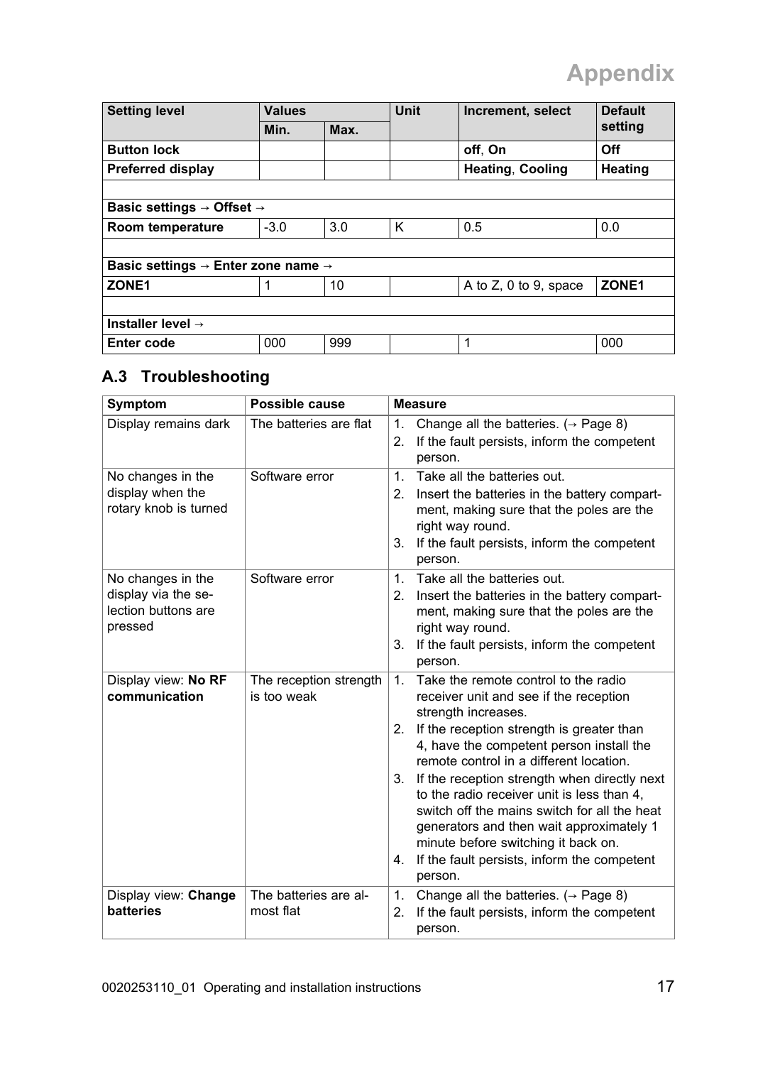| Setting level | Values | | Unit | Increment, select | Default setting |
|---|---|---|---|---|---|
| | Min. | Max. | | | |
| **Button lock** | | | | **off**, **On** | **Off** |
| **Preferred display** | | | | **Heating**, **Cooling** | **Heating** |
| | | | | | |
| **Basic settings → Offset →** | | | | | |
| **Room temperature** | -3.0 | 3.0 | K | 0.5 | 0.0 |
| | | | | | |
| **Basic settings → Enter zone name →** | | | | | |
| **ZONE1** | 1 | 10 | | A to Z, 0 to 9, space | **ZONE1** |
| | | | | | |
| **Installer level →** | | | | | |
| **Enter code** | 000 | 999 | | 1 | 000 |

## A.3 Troubleshooting

| Symptom | Possible cause | Measure |
|---|---|---|
| Display remains dark | The batteries are flat | 1. Change all the batteries. (→ Page 8)<br>2. If the fault persists, inform the competent person. |
| No changes in the display when the rotary knob is turned | Software error | 1. Take all the batteries out.<br>2. Insert the batteries in the battery compartment, making sure that the poles are the right way round.<br>3. If the fault persists, inform the competent person. |
| No changes in the display via the selection buttons are pressed | Software error | 1. Take all the batteries out.<br>2. Insert the batteries in the battery compartment, making sure that the poles are the right way round.<br>3. If the fault persists, inform the competent person. |
| Display view: **No RF communication** | The reception strength is too weak | 1. Take the remote control to the radio receiver unit and see if the reception strength increases.<br>2. If the reception strength is greater than 4, have the competent person install the remote control in a different location.<br>3. If the reception strength when directly next to the radio receiver unit is less than 4, switch off the mains switch for all the heat generators and then wait approximately 1 minute before switching it back on.<br>4. If the fault persists, inform the competent person. |
| Display view: **Change batteries** | The batteries are almost flat | 1. Change all the batteries. (→ Page 8)<br>2. If the fault persists, inform the competent person. |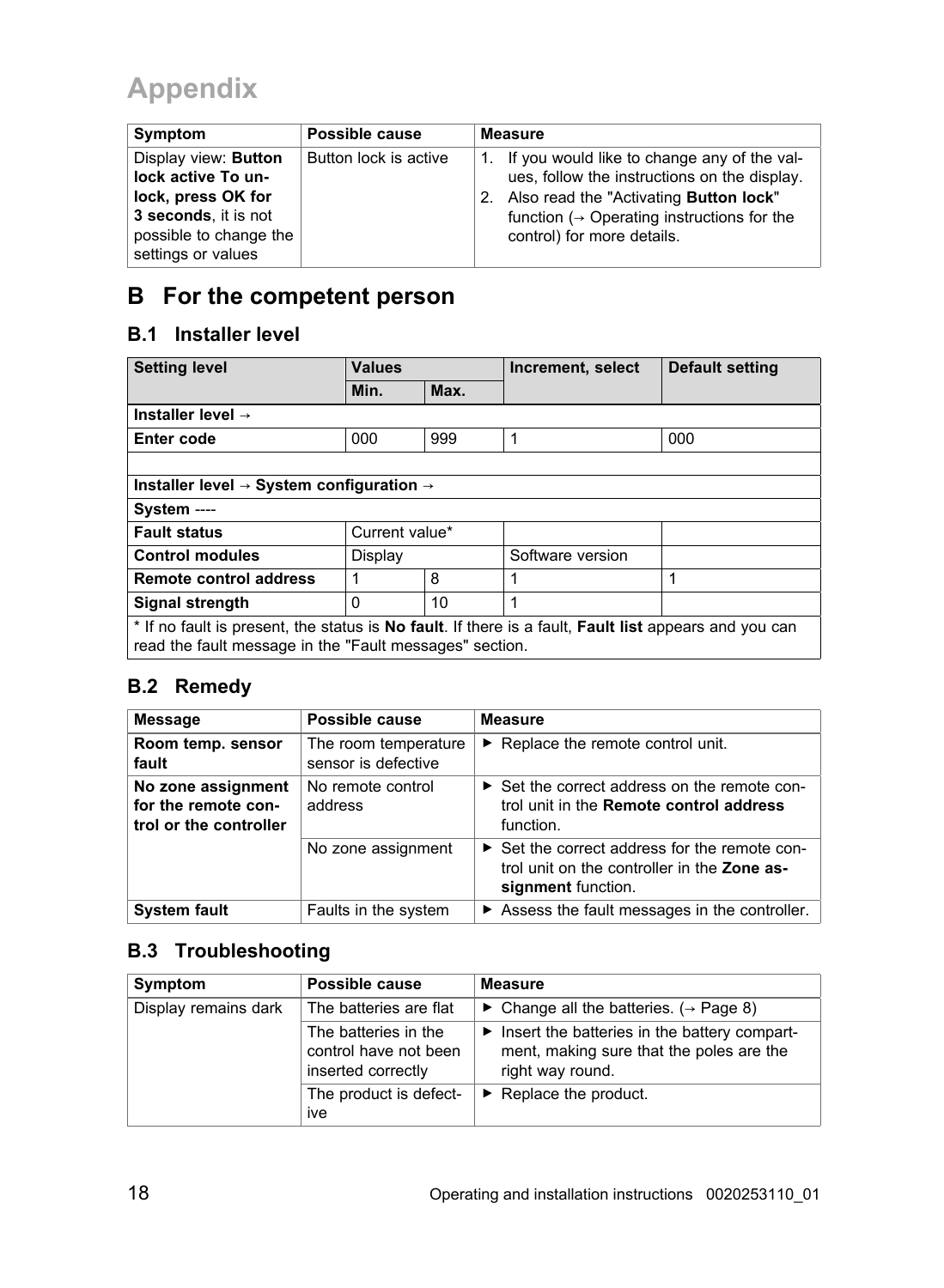# Appendix

| Symptom | Possible cause | Measure |
|---|---|---|
| Display view: **Button lock active To unlock, press OK for 3 seconds**, it is not possible to change the settings or values | Button lock is active | 1. If you would like to change any of the values, follow the instructions on the display.<br>2. Also read the "Activating **Button lock**" function (→ Operating instructions for the control) for more details. |

## B For the competent person

### B.1 Installer level

| Setting level | Values | | Increment, select | Default setting |
|---|---|---|---|---|
| | Min. | Max. | | |
| **Installer level →** | | | | |
| **Enter code** | 000 | 999 | 1 | 000 |
| | | | | |
| **Installer level → System configuration →** | | | | |
| **System ----** | | | | |
| **Fault status** | Current value* | | | |
| **Control modules** | Display | | Software version | |
| **Remote control address** | 1 | 8 | 1 | 1 |
| **Signal strength** | 0 | 10 | 1 | |
| * If no fault is present, the status is **No fault**. If there is a fault, **Fault list** appears and you can read the fault message in the "Fault messages" section. | | | | |

### B.2 Remedy

| Message | Possible cause | Measure |
|---|---|---|
| **Room temp. sensor fault** | The room temperature sensor is defective | ▶ Replace the remote control unit. |
| **No zone assignment for the remote control or the controller** | No remote control address | ▶ Set the correct address on the remote control unit in the **Remote control address** function. |
| | No zone assignment | ▶ Set the correct address for the remote control unit on the controller in the **Zone assignment** function. |
| **System fault** | Faults in the system | ▶ Assess the fault messages in the controller. |

### B.3 Troubleshooting

| Symptom | Possible cause | Measure |
|---|---|---|
| Display remains dark | The batteries are flat | ▶ Change all the batteries. (→ Page 8) |
| | The batteries in the control have not been inserted correctly | ▶ Insert the batteries in the battery compartment, making sure that the poles are the right way round. |
| | The product is defective | ▶ Replace the product. |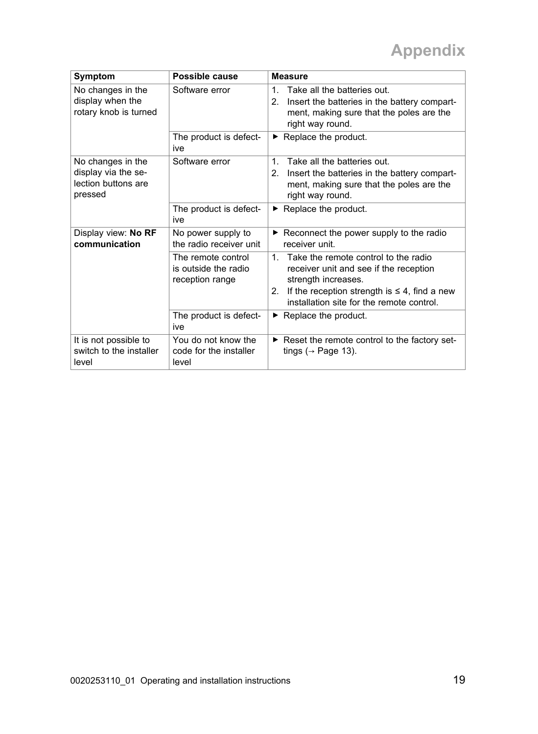| Symptom | Possible cause | Measure |
|---|---|---|
| No changes in the display when the rotary knob is turned | Software error | 1. Take all the batteries out.<br>2. Insert the batteries in the battery compartment, making sure that the poles are the right way round. |
| | The product is defective | ▶ Replace the product. |
| No changes in the display via the selection buttons are pressed | Software error | 1. Take all the batteries out.<br>2. Insert the batteries in the battery compartment, making sure that the poles are the right way round. |
| | The product is defective | ▶ Replace the product. |
| Display view: **No RF communication** | No power supply to the radio receiver unit | ▶ Reconnect the power supply to the radio receiver unit. |
| | The remote control is outside the radio reception range | 1. Take the remote control to the radio receiver unit and see if the reception strength increases.<br>2. If the reception strength is ≤ 4, find a new installation site for the remote control. |
| | The product is defective | ▶ Replace the product. |
| It is not possible to switch to the installer level | You do not know the code for the installer level | ▶ Reset the remote control to the factory settings (→ Page 13). |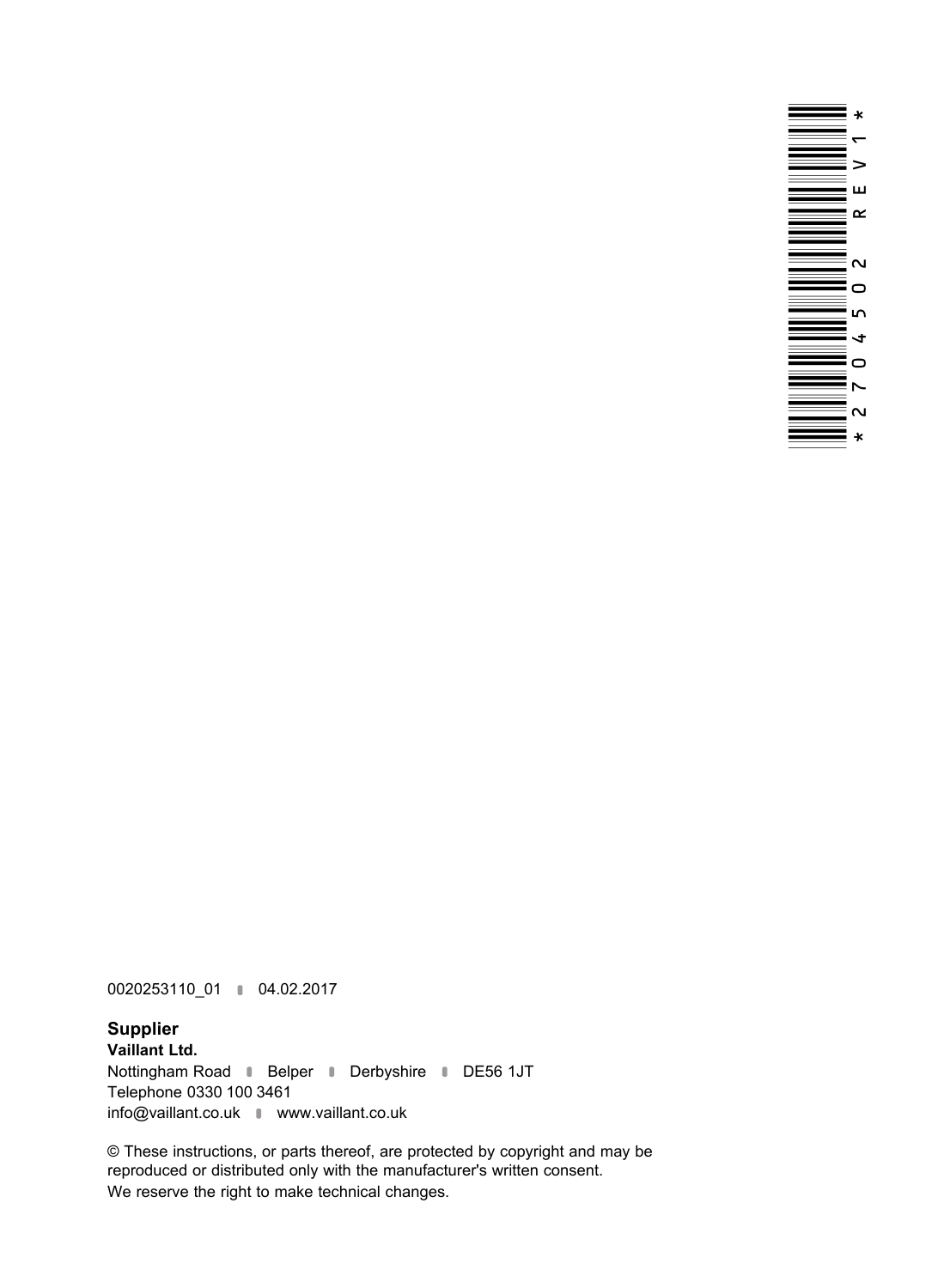*2704502 REV1*

0020253110_01 ▮ 04.02.2017

**Supplier**

**Vaillant Ltd.**

Nottingham Road ▮ Belper ▮ Derbyshire ▮ DE56 1JT
Telephone 0330 100 3461
info@vaillant.co.uk ▮ www.vaillant.co.uk

© These instructions, or parts thereof, are protected by copyright and may be reproduced or distributed only with the manufacturer's written consent.
We reserve the right to make technical changes.